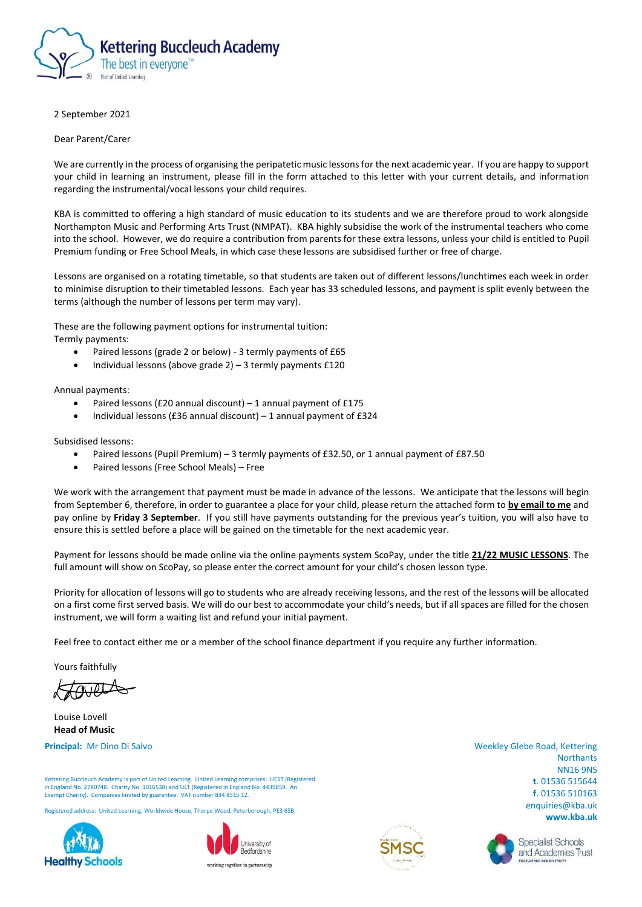**Kettering Buccleuch Academy**
The best in everyone™
Part of United Learning

2 September 2021

Dear Parent/Carer

We are currently in the process of organising the peripatetic music lessons for the next academic year. If you are happy to support your child in learning an instrument, please fill in the form attached to this letter with your current details, and information regarding the instrumental/vocal lessons your child requires.

KBA is committed to offering a high standard of music education to its students and we are therefore proud to work alongside Northampton Music and Performing Arts Trust (NMPAT). KBA highly subsidise the work of the instrumental teachers who come into the school. However, we do require a contribution from parents for these extra lessons, unless your child is entitled to Pupil Premium funding or Free School Meals, in which case these lessons are subsidised further or free of charge.

Lessons are organised on a rotating timetable, so that students are taken out of different lessons/lunchtimes each week in order to minimise disruption to their timetabled lessons. Each year has 33 scheduled lessons, and payment is split evenly between the terms (although the number of lessons per term may vary).

These are the following payment options for instrumental tuition:
Termly payments:

- Paired lessons (grade 2 or below) - 3 termly payments of £65
- Individual lessons (above grade 2) – 3 termly payments £120

Annual payments:

- Paired lessons (£20 annual discount) – 1 annual payment of £175
- Individual lessons (£36 annual discount) – 1 annual payment of £324

Subsidised lessons:

- Paired lessons (Pupil Premium) – 3 termly payments of £32.50, or 1 annual payment of £87.50
- Paired lessons (Free School Meals) – Free

We work with the arrangement that payment must be made in advance of the lessons. We anticipate that the lessons will begin from September 6, therefore, in order to guarantee a place for your child, please return the attached form to **by email to me** and pay online by **Friday 3 September**. If you still have payments outstanding for the previous year's tuition, you will also have to ensure this is settled before a place will be gained on the timetable for the next academic year.

Payment for lessons should be made online via the online payments system ScoPay, under the title **21/22 MUSIC LESSONS**. The full amount will show on ScoPay, so please enter the correct amount for your child's chosen lesson type.

Priority for allocation of lessons will go to students who are already receiving lessons, and the rest of the lessons will be allocated on a first come first served basis. We will do our best to accommodate your child's needs, but if all spaces are filled for the chosen instrument, we will form a waiting list and refund your initial payment.

Feel free to contact either me or a member of the school finance department if you require any further information.

Yours faithfully

Louise Lovell
**Head of Music**

**Principal:** Mr Dino Di Salvo

Kettering Buccleuch Academy is part of United Learning. United Learning comprises: UCST (Registered in England No. 2780748. Charity No. 1016538) and ULT (Registered in England No. 4439859. An Exempt Charity). Companies limited by guarantee. VAT number 834 8515 12.

Registered address: United Learning, Worldwide House, Thorpe Wood, Peterborough, PE3 6SB.

Weekley Glebe Road, Kettering
Northants
NN16 9NS
t. 01536 515644
f. 01536 510163
enquiries@kba.uk
**www.kba.uk**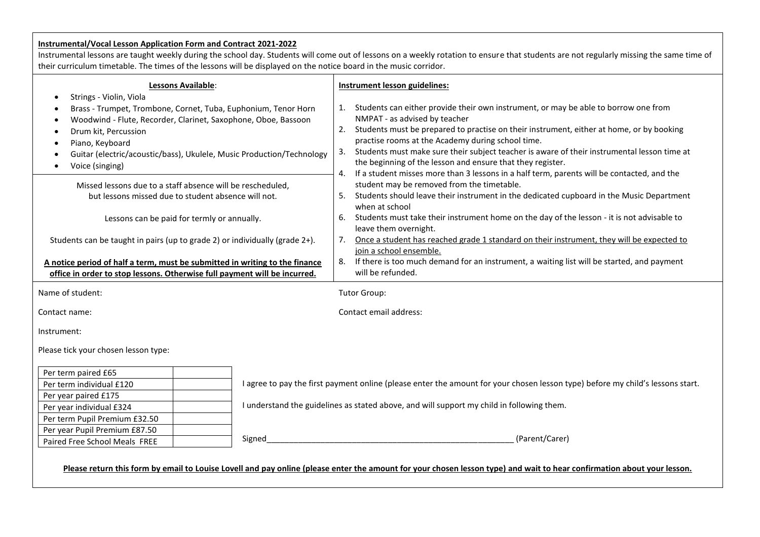**Instrumental/Vocal Lesson Application Form and Contract 2021-2022**

Instrumental lessons are taught weekly during the school day. Students will come out of lessons on a weekly rotation to ensure that students are not regularly missing the same time of their curriculum timetable. The times of the lessons will be displayed on the notice board in the music corridor.

**Lessons Available**:

- Strings - Violin, Viola
- Brass - Trumpet, Trombone, Cornet, Tuba, Euphonium, Tenor Horn
- Woodwind - Flute, Recorder, Clarinet, Saxophone, Oboe, Bassoon
- Drum kit, Percussion
- Piano, Keyboard
- Guitar (electric/acoustic/bass), Ukulele, Music Production/Technology
- Voice (singing)

Missed lessons due to a staff absence will be rescheduled, but lessons missed due to student absence will not.

Lessons can be paid for termly or annually.

Students can be taught in pairs (up to grade 2) or individually (grade 2+).

**A notice period of half a term, must be submitted in writing to the finance office in order to stop lessons. Otherwise full payment will be incurred.**

**Instrument lesson guidelines:**

1. Students can either provide their own instrument, or may be able to borrow one from NMPAT - as advised by teacher
2. Students must be prepared to practise on their instrument, either at home, or by booking practise rooms at the Academy during school time.
3. Students must make sure their subject teacher is aware of their instrumental lesson time at the beginning of the lesson and ensure that they register.
4. If a student misses more than 3 lessons in a half term, parents will be contacted, and the student may be removed from the timetable.
5. Students should leave their instrument in the dedicated cupboard in the Music Department when at school
6. Students must take their instrument home on the day of the lesson - it is not advisable to leave them overnight.
7. Once a student has reached grade 1 standard on their instrument, they will be expected to join a school ensemble.
8. If there is too much demand for an instrument, a waiting list will be started, and payment will be refunded.

Name of student:

Tutor Group:

Contact name:

Contact email address:

Instrument:

Please tick your chosen lesson type:

| | |
|---|---|
| Per term paired £65 | |
| Per term individual £120 | |
| Per year paired £175 | |
| Per year individual £324 | |
| Per term Pupil Premium £32.50 | |
| Per year Pupil Premium £87.50 | |
| Paired Free School Meals FREE | |

I agree to pay the first payment online (please enter the amount for your chosen lesson type) before my child's lessons start.

I understand the guidelines as stated above, and will support my child in following them.

Signed_______________________________________________________ (Parent/Carer)

**Please return this form by email to Louise Lovell and pay online (please enter the amount for your chosen lesson type) and wait to hear confirmation about your lesson.**